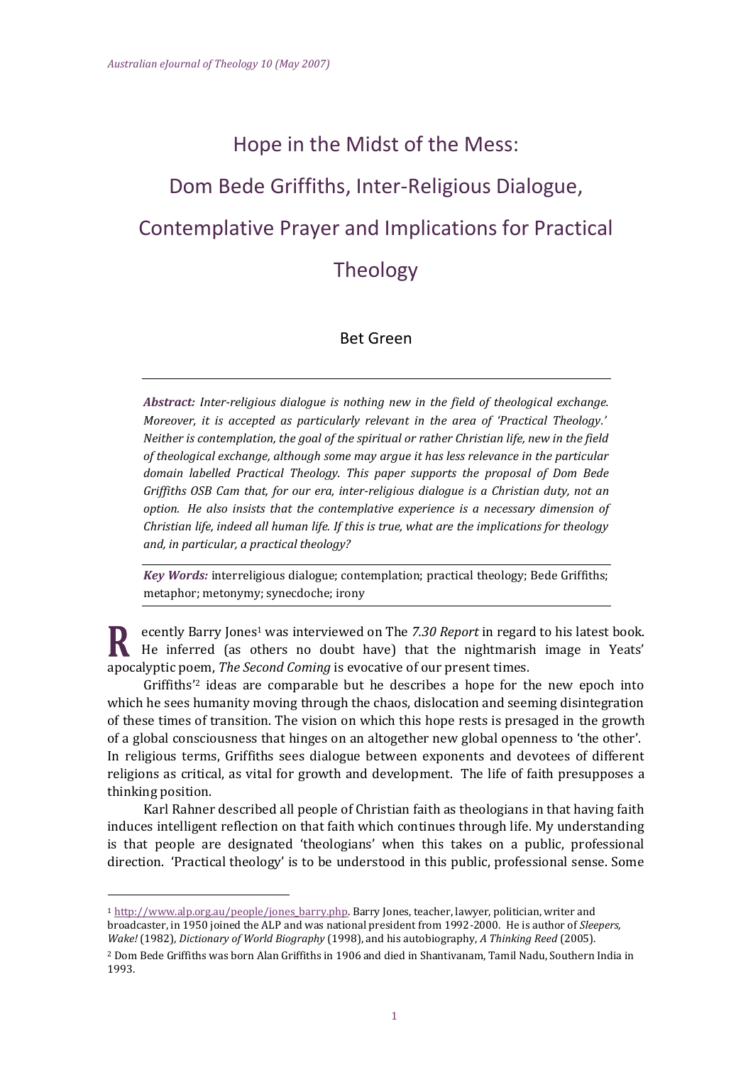# Hope in the Midst of the Mess: Dom Bede Griffiths, Inter-Religious Dialogue, Contemplative Prayer and Implications for Practical Theology

Bet Green

***Abstract:** Inter-religious dialogue is nothing new in the field of theological exchange. Moreover, it is accepted as particularly relevant in the area of 'Practical Theology.' Neither is contemplation, the goal of the spiritual or rather Christian life, new in the field of theological exchange, although some may argue it has less relevance in the particular domain labelled Practical Theology. This paper supports the proposal of Dom Bede Griffiths OSB Cam that, for our era, inter-religious dialogue is a Christian duty, not an option. He also insists that the contemplative experience is a necessary dimension of Christian life, indeed all human life. If this is true, what are the implications for theology and, in particular, a practical theology?*

***Key Words:*** interreligious dialogue; contemplation; practical theology; Bede Griffiths; metaphor; metonymy; synecdoche; irony

Recently Barry Jones[1] was interviewed on The *7.30 Report* in regard to his latest book. He inferred (as others no doubt have) that the nightmarish image in Yeats' apocalyptic poem, *The Second Coming* is evocative of our present times.

Griffiths'[2] ideas are comparable but he describes a hope for the new epoch into which he sees humanity moving through the chaos, dislocation and seeming disintegration of these times of transition. The vision on which this hope rests is presaged in the growth of a global consciousness that hinges on an altogether new global openness to 'the other'. In religious terms, Griffiths sees dialogue between exponents and devotees of different religions as critical, as vital for growth and development. The life of faith presupposes a thinking position.

Karl Rahner described all people of Christian faith as theologians in that having faith induces intelligent reflection on that faith which continues through life. My understanding is that people are designated 'theologians' when this takes on a public, professional direction. 'Practical theology' is to be understood in this public, professional sense. Some

---

[1] http://www.alp.org.au/people/jones_barry.php. Barry Jones, teacher, lawyer, politician, writer and broadcaster, in 1950 joined the ALP and was national president from 1992-2000. He is author of *Sleepers, Wake!* (1982), *Dictionary of World Biography* (1998), and his autobiography, *A Thinking Reed* (2005).

[2] Dom Bede Griffiths was born Alan Griffiths in 1906 and died in Shantivanam, Tamil Nadu, Southern India in 1993.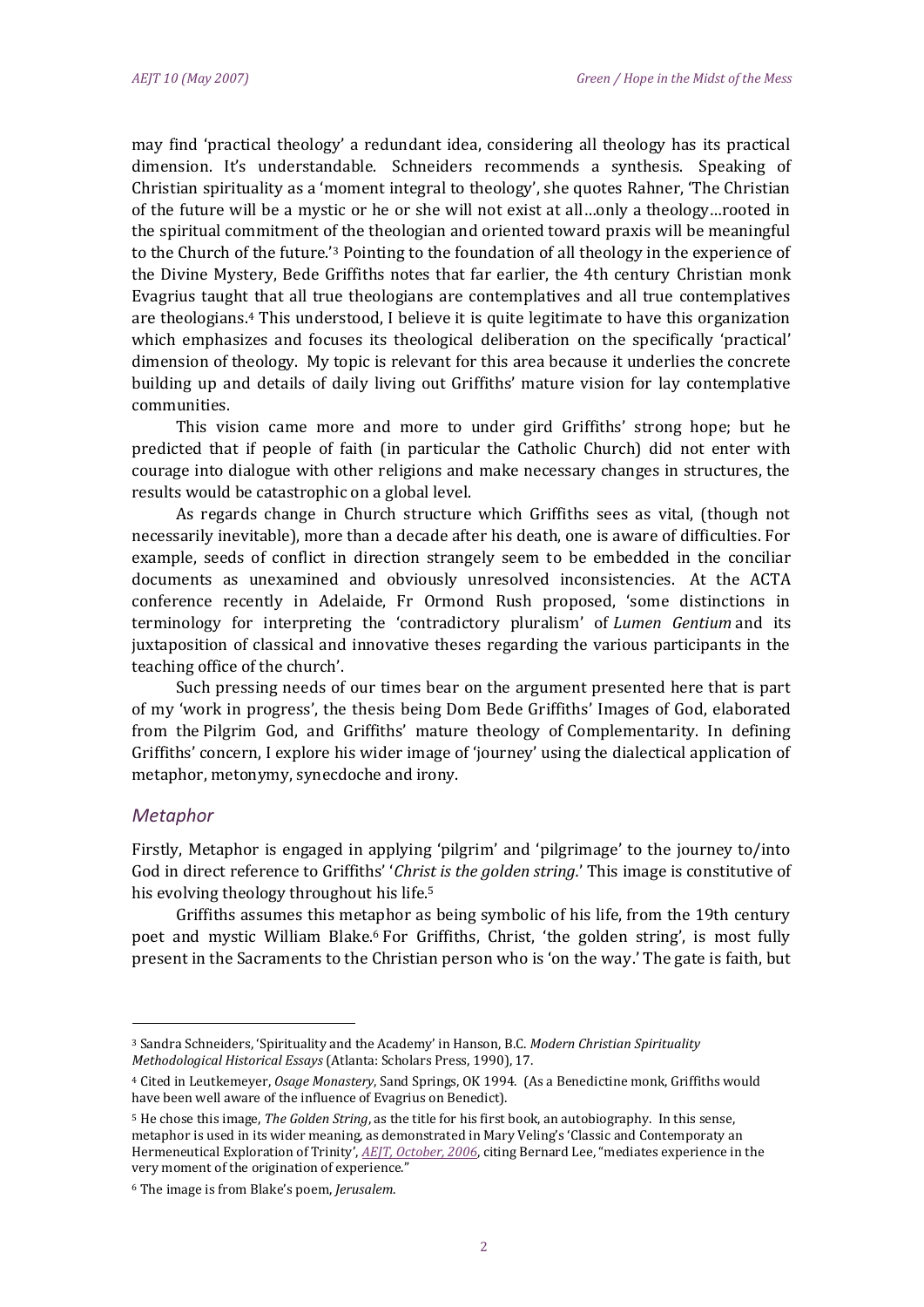may find 'practical theology' a redundant idea, considering all theology has its practical dimension. It's understandable. Schneiders recommends a synthesis. Speaking of Christian spirituality as a 'moment integral to theology', she quotes Rahner, 'The Christian of the future will be a mystic or he or she will not exist at all…only a theology…rooted in the spiritual commitment of the theologian and oriented toward praxis will be meaningful to the Church of the future.'[3] Pointing to the foundation of all theology in the experience of the Divine Mystery, Bede Griffiths notes that far earlier, the 4th century Christian monk Evagrius taught that all true theologians are contemplatives and all true contemplatives are theologians.[4] This understood, I believe it is quite legitimate to have this organization which emphasizes and focuses its theological deliberation on the specifically 'practical' dimension of theology. My topic is relevant for this area because it underlies the concrete building up and details of daily living out Griffiths' mature vision for lay contemplative communities.

This vision came more and more to under gird Griffiths' strong hope; but he predicted that if people of faith (in particular the Catholic Church) did not enter with courage into dialogue with other religions and make necessary changes in structures, the results would be catastrophic on a global level.

As regards change in Church structure which Griffiths sees as vital, (though not necessarily inevitable), more than a decade after his death, one is aware of difficulties. For example, seeds of conflict in direction strangely seem to be embedded in the conciliar documents as unexamined and obviously unresolved inconsistencies. At the ACTA conference recently in Adelaide, Fr Ormond Rush proposed, 'some distinctions in terminology for interpreting the 'contradictory pluralism' of *Lumen Gentium* and its juxtaposition of classical and innovative theses regarding the various participants in the teaching office of the church'.

Such pressing needs of our times bear on the argument presented here that is part of my 'work in progress', the thesis being Dom Bede Griffiths' Images of God, elaborated from the Pilgrim God, and Griffiths' mature theology of Complementarity. In defining Griffiths' concern, I explore his wider image of 'journey' using the dialectical application of metaphor, metonymy, synecdoche and irony.

## *Metaphor*

Firstly, Metaphor is engaged in applying 'pilgrim' and 'pilgrimage' to the journey to/into God in direct reference to Griffiths' '*Christ is the golden string*.' This image is constitutive of his evolving theology throughout his life.[5]

Griffiths assumes this metaphor as being symbolic of his life, from the 19th century poet and mystic William Blake.[6] For Griffiths, Christ, 'the golden string', is most fully present in the Sacraments to the Christian person who is 'on the way.' The gate is faith, but

---

[3] Sandra Schneiders, 'Spirituality and the Academy' in Hanson, B.C. *Modern Christian Spirituality Methodological Historical Essays* (Atlanta: Scholars Press, 1990), 17.

[4] Cited in Leutkemeyer, *Osage Monastery*, Sand Springs, OK 1994. (As a Benedictine monk, Griffiths would have been well aware of the influence of Evagrius on Benedict).

[5] He chose this image, *The Golden String*, as the title for his first book, an autobiography. In this sense, metaphor is used in its wider meaning, as demonstrated in Mary Veling's 'Classic and Contemporaty an Hermeneutical Exploration of Trinity', *AEJT, October, 2006*, citing Bernard Lee, "mediates experience in the very moment of the origination of experience."

[6] The image is from Blake's poem, *Jerusalem*.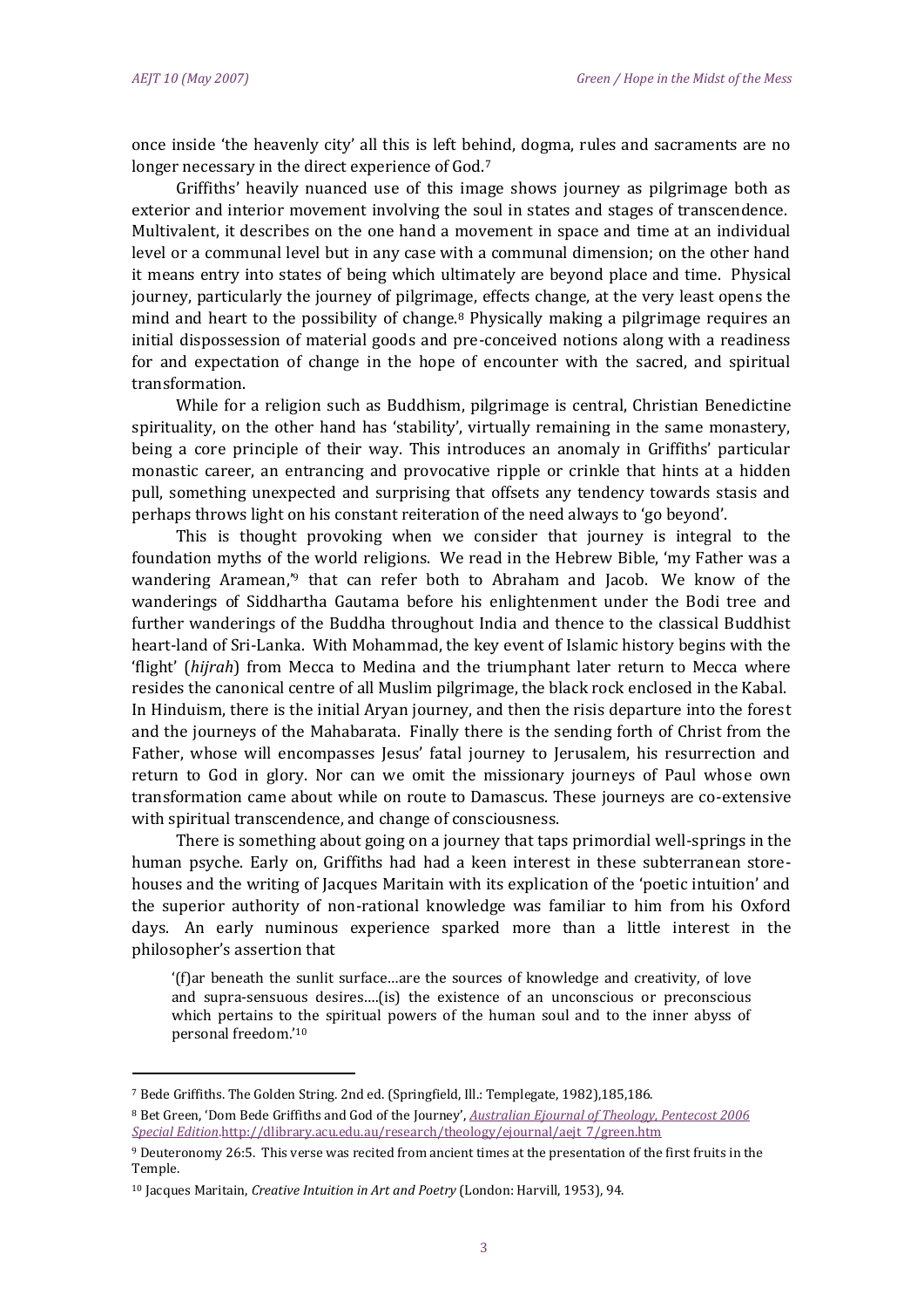once inside 'the heavenly city' all this is left behind, dogma, rules and sacraments are no longer necessary in the direct experience of God.[7]

Griffiths' heavily nuanced use of this image shows journey as pilgrimage both as exterior and interior movement involving the soul in states and stages of transcendence. Multivalent, it describes on the one hand a movement in space and time at an individual level or a communal level but in any case with a communal dimension; on the other hand it means entry into states of being which ultimately are beyond place and time. Physical journey, particularly the journey of pilgrimage, effects change, at the very least opens the mind and heart to the possibility of change.[8] Physically making a pilgrimage requires an initial dispossession of material goods and pre-conceived notions along with a readiness for and expectation of change in the hope of encounter with the sacred, and spiritual transformation.

While for a religion such as Buddhism, pilgrimage is central, Christian Benedictine spirituality, on the other hand has 'stability', virtually remaining in the same monastery, being a core principle of their way. This introduces an anomaly in Griffiths' particular monastic career, an entrancing and provocative ripple or crinkle that hints at a hidden pull, something unexpected and surprising that offsets any tendency towards stasis and perhaps throws light on his constant reiteration of the need always to 'go beyond'.

This is thought provoking when we consider that journey is integral to the foundation myths of the world religions. We read in the Hebrew Bible, 'my Father was a wandering Aramean,'[9] that can refer both to Abraham and Jacob. We know of the wanderings of Siddhartha Gautama before his enlightenment under the Bodi tree and further wanderings of the Buddha throughout India and thence to the classical Buddhist heart-land of Sri-Lanka. With Mohammad, the key event of Islamic history begins with the 'flight' (*hijrah*) from Mecca to Medina and the triumphant later return to Mecca where resides the canonical centre of all Muslim pilgrimage, the black rock enclosed in the Kabal. In Hinduism, there is the initial Aryan journey, and then the risis departure into the forest and the journeys of the Mahabarata. Finally there is the sending forth of Christ from the Father, whose will encompasses Jesus' fatal journey to Jerusalem, his resurrection and return to God in glory. Nor can we omit the missionary journeys of Paul whose own transformation came about while on route to Damascus. These journeys are co-extensive with spiritual transcendence, and change of consciousness.

There is something about going on a journey that taps primordial well-springs in the human psyche. Early on, Griffiths had had a keen interest in these subterranean store-houses and the writing of Jacques Maritain with its explication of the 'poetic intuition' and the superior authority of non-rational knowledge was familiar to him from his Oxford days. An early numinous experience sparked more than a little interest in the philosopher's assertion that

> '(f)ar beneath the sunlit surface…are the sources of knowledge and creativity, of love and supra-sensuous desires….(is) the existence of an unconscious or preconscious which pertains to the spiritual powers of the human soul and to the inner abyss of personal freedom.'[10]

---

[7] Bede Griffiths. The Golden String. 2nd ed. (Springfield, Ill.: Templegate, 1982),185,186.

[8] Bet Green, 'Dom Bede Griffiths and God of the Journey', *Australian Ejournal of Theology, Pentecost 2006 Special Edition*.http://dlibrary.acu.edu.au/research/theology/ejournal/aejt_7/green.htm

[9] Deuteronomy 26:5. This verse was recited from ancient times at the presentation of the first fruits in the Temple.

[10] Jacques Maritain, *Creative Intuition in Art and Poetry* (London: Harvill, 1953), 94.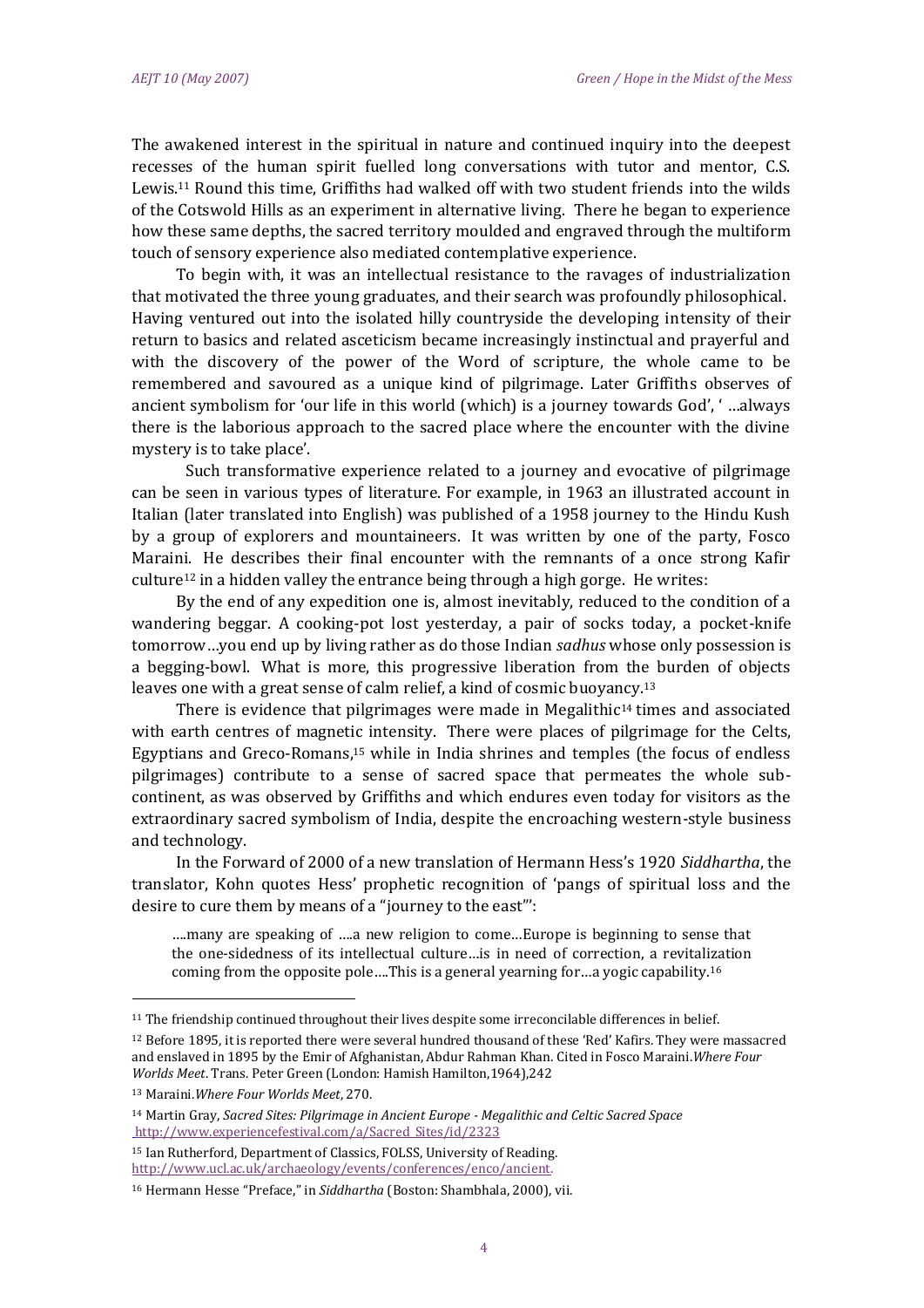The awakened interest in the spiritual in nature and continued inquiry into the deepest recesses of the human spirit fuelled long conversations with tutor and mentor, C.S. Lewis.[11] Round this time, Griffiths had walked off with two student friends into the wilds of the Cotswold Hills as an experiment in alternative living. There he began to experience how these same depths, the sacred territory moulded and engraved through the multiform touch of sensory experience also mediated contemplative experience.

To begin with, it was an intellectual resistance to the ravages of industrialization that motivated the three young graduates, and their search was profoundly philosophical. Having ventured out into the isolated hilly countryside the developing intensity of their return to basics and related asceticism became increasingly instinctual and prayerful and with the discovery of the power of the Word of scripture, the whole came to be remembered and savoured as a unique kind of pilgrimage. Later Griffiths observes of ancient symbolism for 'our life in this world (which) is a journey towards God', ' …always there is the laborious approach to the sacred place where the encounter with the divine mystery is to take place'.

Such transformative experience related to a journey and evocative of pilgrimage can be seen in various types of literature. For example, in 1963 an illustrated account in Italian (later translated into English) was published of a 1958 journey to the Hindu Kush by a group of explorers and mountaineers. It was written by one of the party, Fosco Maraini. He describes their final encounter with the remnants of a once strong Kafir culture[12] in a hidden valley the entrance being through a high gorge. He writes:

By the end of any expedition one is, almost inevitably, reduced to the condition of a wandering beggar. A cooking-pot lost yesterday, a pair of socks today, a pocket-knife tomorrow…you end up by living rather as do those Indian *sadhus* whose only possession is a begging-bowl. What is more, this progressive liberation from the burden of objects leaves one with a great sense of calm relief, a kind of cosmic buoyancy.[13]

There is evidence that pilgrimages were made in Megalithic[14] times and associated with earth centres of magnetic intensity. There were places of pilgrimage for the Celts, Egyptians and Greco-Romans,[15] while in India shrines and temples (the focus of endless pilgrimages) contribute to a sense of sacred space that permeates the whole sub-continent, as was observed by Griffiths and which endures even today for visitors as the extraordinary sacred symbolism of India, despite the encroaching western-style business and technology.

In the Forward of 2000 of a new translation of Hermann Hess's 1920 *Siddhartha*, the translator, Kohn quotes Hess' prophetic recognition of 'pangs of spiritual loss and the desire to cure them by means of a "journey to the east"':

> ….many are speaking of ….a new religion to come…Europe is beginning to sense that the one-sidedness of its intellectual culture…is in need of correction, a revitalization coming from the opposite pole….This is a general yearning for…a yogic capability.[16]

---

[11] The friendship continued throughout their lives despite some irreconcilable differences in belief.

[12] Before 1895, it is reported there were several hundred thousand of these 'Red' Kafirs. They were massacred and enslaved in 1895 by the Emir of Afghanistan, Abdur Rahman Khan. Cited in Fosco Maraini.*Where Four Worlds Meet*. Trans. Peter Green (London: Hamish Hamilton,1964),242

[13] Maraini.*Where Four Worlds Meet*, 270.

[14] Martin Gray, *Sacred Sites: Pilgrimage in Ancient Europe - Megalithic and Celtic Sacred Space* http://www.experiencefestival.com/a/Sacred_Sites/id/2323

[15] Ian Rutherford, Department of Classics, FOLSS, University of Reading. http://www.ucl.ac.uk/archaeology/events/conferences/enco/ancient.

[16] Hermann Hesse "Preface," in *Siddhartha* (Boston: Shambhala, 2000), vii.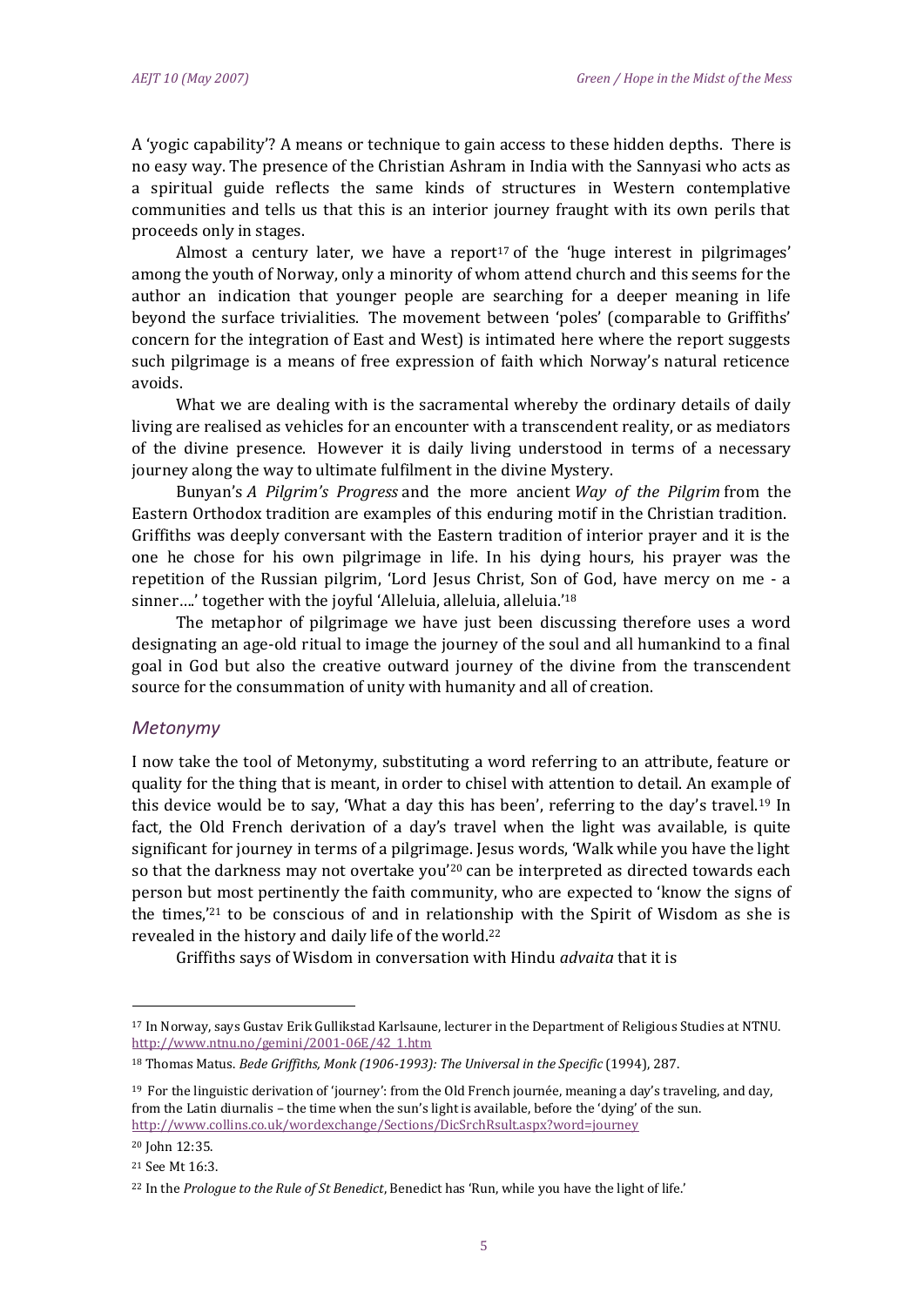A 'yogic capability'? A means or technique to gain access to these hidden depths. There is no easy way. The presence of the Christian Ashram in India with the Sannyasi who acts as a spiritual guide reflects the same kinds of structures in Western contemplative communities and tells us that this is an interior journey fraught with its own perils that proceeds only in stages.

Almost a century later, we have a report[17] of the 'huge interest in pilgrimages' among the youth of Norway, only a minority of whom attend church and this seems for the author an indication that younger people are searching for a deeper meaning in life beyond the surface trivialities. The movement between 'poles' (comparable to Griffiths' concern for the integration of East and West) is intimated here where the report suggests such pilgrimage is a means of free expression of faith which Norway's natural reticence avoids.

What we are dealing with is the sacramental whereby the ordinary details of daily living are realised as vehicles for an encounter with a transcendent reality, or as mediators of the divine presence. However it is daily living understood in terms of a necessary journey along the way to ultimate fulfilment in the divine Mystery.

Bunyan's *A Pilgrim's Progress* and the more ancient *Way of the Pilgrim* from the Eastern Orthodox tradition are examples of this enduring motif in the Christian tradition. Griffiths was deeply conversant with the Eastern tradition of interior prayer and it is the one he chose for his own pilgrimage in life. In his dying hours, his prayer was the repetition of the Russian pilgrim, 'Lord Jesus Christ, Son of God, have mercy on me - a sinner….' together with the joyful 'Alleluia, alleluia, alleluia.'[18]

The metaphor of pilgrimage we have just been discussing therefore uses a word designating an age-old ritual to image the journey of the soul and all humankind to a final goal in God but also the creative outward journey of the divine from the transcendent source for the consummation of unity with humanity and all of creation.

## *Metonymy*

I now take the tool of Metonymy, substituting a word referring to an attribute, feature or quality for the thing that is meant, in order to chisel with attention to detail. An example of this device would be to say, 'What a day this has been', referring to the day's travel.[19] In fact, the Old French derivation of a day's travel when the light was available, is quite significant for journey in terms of a pilgrimage. Jesus words, 'Walk while you have the light so that the darkness may not overtake you'[20] can be interpreted as directed towards each person but most pertinently the faith community, who are expected to 'know the signs of the times,'[21] to be conscious of and in relationship with the Spirit of Wisdom as she is revealed in the history and daily life of the world.[22]

Griffiths says of Wisdom in conversation with Hindu *advaita* that it is

---

[17] In Norway, says Gustav Erik Gullikstad Karlsaune, lecturer in the Department of Religious Studies at NTNU. http://www.ntnu.no/gemini/2001-06E/42_1.htm

[18] Thomas Matus. *Bede Griffiths, Monk (1906-1993): The Universal in the Specific* (1994), 287.

[19] For the linguistic derivation of 'journey': from the Old French journée, meaning a day's traveling, and day, from the Latin diurnalis – the time when the sun's light is available, before the 'dying' of the sun. http://www.collins.co.uk/wordexchange/Sections/DicSrchRsult.aspx?word=journey

[20] John 12:35.

[21] See Mt 16:3.

[22] In the *Prologue to the Rule of St Benedict*, Benedict has 'Run, while you have the light of life.'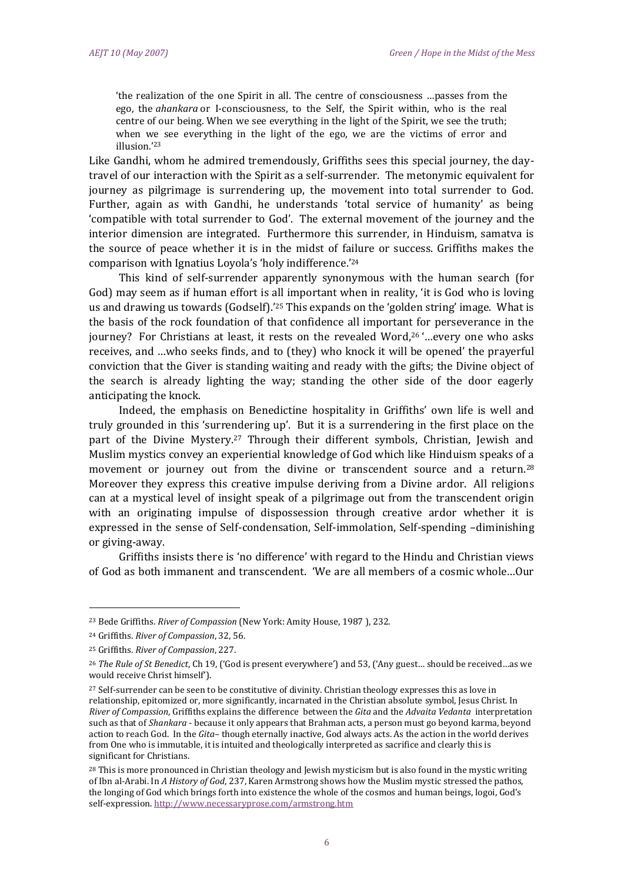> 'the realization of the one Spirit in all. The centre of consciousness …passes from the ego, the *ahankara* or I-consciousness, to the Self, the Spirit within, who is the real centre of our being. When we see everything in the light of the Spirit, we see the truth; when we see everything in the light of the ego, we are the victims of error and illusion.'[23]

Like Gandhi, whom he admired tremendously, Griffiths sees this special journey, the day-travel of our interaction with the Spirit as a self-surrender. The metonymic equivalent for journey as pilgrimage is surrendering up, the movement into total surrender to God. Further, again as with Gandhi, he understands 'total service of humanity' as being 'compatible with total surrender to God'. The external movement of the journey and the interior dimension are integrated. Furthermore this surrender, in Hinduism, samatva is the source of peace whether it is in the midst of failure or success. Griffiths makes the comparison with Ignatius Loyola's 'holy indifference.'[24]

This kind of self-surrender apparently synonymous with the human search (for God) may seem as if human effort is all important when in reality, 'it is God who is loving us and drawing us towards (Godself).'[25] This expands on the 'golden string' image. What is the basis of the rock foundation of that confidence all important for perseverance in the journey? For Christians at least, it rests on the revealed Word,[26] '…every one who asks receives, and …who seeks finds, and to (they) who knock it will be opened' the prayerful conviction that the Giver is standing waiting and ready with the gifts; the Divine object of the search is already lighting the way; standing the other side of the door eagerly anticipating the knock.

Indeed, the emphasis on Benedictine hospitality in Griffiths' own life is well and truly grounded in this 'surrendering up'. But it is a surrendering in the first place on the part of the Divine Mystery.[27] Through their different symbols, Christian, Jewish and Muslim mystics convey an experiential knowledge of God which like Hinduism speaks of a movement or journey out from the divine or transcendent source and a return.[28] Moreover they express this creative impulse deriving from a Divine ardor. All religions can at a mystical level of insight speak of a pilgrimage out from the transcendent origin with an originating impulse of dispossession through creative ardor whether it is expressed in the sense of Self-condensation, Self-immolation, Self-spending –diminishing or giving-away.

Griffiths insists there is 'no difference' with regard to the Hindu and Christian views of God as both immanent and transcendent. 'We are all members of a cosmic whole…Our

---

[23] Bede Griffiths. *River of Compassion* (New York: Amity House, 1987 ), 232.

[24] Griffiths. *River of Compassion*, 32, 56.

[25] Griffiths. *River of Compassion*, 227.

[26] *The Rule of St Benedict*, Ch 19, ('God is present everywhere') and 53, ('Any guest… should be received…as we would receive Christ himself').

[27] Self-surrender can be seen to be constitutive of divinity. Christian theology expresses this as love in relationship, epitomized or, more significantly, incarnated in the Christian absolute symbol, Jesus Christ. In *River of Compassion*, Griffiths explains the difference between the *Gita* and the *Advaita Vedanta* interpretation such as that of *Shankara* - because it only appears that Brahman acts, a person must go beyond karma, beyond action to reach God. In the *Gita*– though eternally inactive, God always acts. As the action in the world derives from One who is immutable, it is intuited and theologically interpreted as sacrifice and clearly this is significant for Christians.

[28] This is more pronounced in Christian theology and Jewish mysticism but is also found in the mystic writing of Ibn al-Arabi. In *A History of God*, 237, Karen Armstrong shows how the Muslim mystic stressed the pathos, the longing of God which brings forth into existence the whole of the cosmos and human beings, logoi, God's self-expression. http://www.necessaryprose.com/armstrong.htm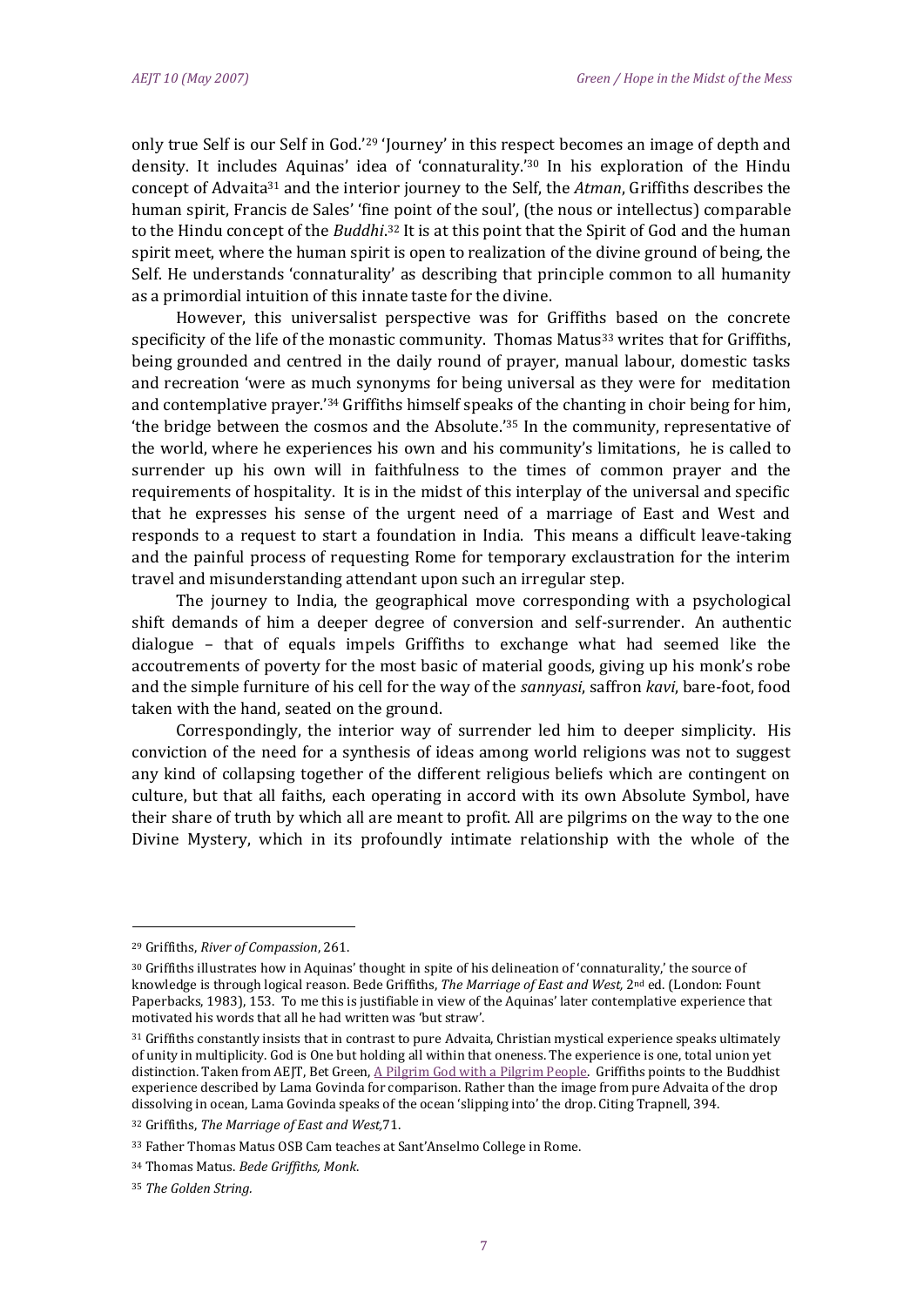only true Self is our Self in God.'[29] 'Journey' in this respect becomes an image of depth and density. It includes Aquinas' idea of 'connaturality.'[30] In his exploration of the Hindu concept of Advaita[31] and the interior journey to the Self, the *Atman*, Griffiths describes the human spirit, Francis de Sales' 'fine point of the soul', (the nous or intellectus) comparable to the Hindu concept of the *Buddhi*.[32] It is at this point that the Spirit of God and the human spirit meet, where the human spirit is open to realization of the divine ground of being, the Self. He understands 'connaturality' as describing that principle common to all humanity as a primordial intuition of this innate taste for the divine.

However, this universalist perspective was for Griffiths based on the concrete specificity of the life of the monastic community. Thomas Matus[33] writes that for Griffiths, being grounded and centred in the daily round of prayer, manual labour, domestic tasks and recreation 'were as much synonyms for being universal as they were for meditation and contemplative prayer.'[34] Griffiths himself speaks of the chanting in choir being for him, 'the bridge between the cosmos and the Absolute.'[35] In the community, representative of the world, where he experiences his own and his community's limitations, he is called to surrender up his own will in faithfulness to the times of common prayer and the requirements of hospitality. It is in the midst of this interplay of the universal and specific that he expresses his sense of the urgent need of a marriage of East and West and responds to a request to start a foundation in India. This means a difficult leave-taking and the painful process of requesting Rome for temporary exclaustration for the interim travel and misunderstanding attendant upon such an irregular step.

The journey to India, the geographical move corresponding with a psychological shift demands of him a deeper degree of conversion and self-surrender. An authentic dialogue – that of equals impels Griffiths to exchange what had seemed like the accoutrements of poverty for the most basic of material goods, giving up his monk's robe and the simple furniture of his cell for the way of the *sannyasi*, saffron *kavi*, bare-foot, food taken with the hand, seated on the ground.

Correspondingly, the interior way of surrender led him to deeper simplicity. His conviction of the need for a synthesis of ideas among world religions was not to suggest any kind of collapsing together of the different religious beliefs which are contingent on culture, but that all faiths, each operating in accord with its own Absolute Symbol, have their share of truth by which all are meant to profit. All are pilgrims on the way to the one Divine Mystery, which in its profoundly intimate relationship with the whole of the

---

[29] Griffiths, *River of Compassion*, 261.

[30] Griffiths illustrates how in Aquinas' thought in spite of his delineation of 'connaturality,' the source of knowledge is through logical reason. Bede Griffiths, *The Marriage of East and West,* 2nd ed. (London: Fount Paperbacks, 1983), 153. To me this is justifiable in view of the Aquinas' later contemplative experience that motivated his words that all he had written was 'but straw'.

[31] Griffiths constantly insists that in contrast to pure Advaita, Christian mystical experience speaks ultimately of unity in multiplicity. God is One but holding all within that oneness. The experience is one, total union yet distinction. Taken from AEJT, Bet Green, A Pilgrim God with a Pilgrim People. Griffiths points to the Buddhist experience described by Lama Govinda for comparison. Rather than the image from pure Advaita of the drop dissolving in ocean, Lama Govinda speaks of the ocean 'slipping into' the drop. Citing Trapnell, 394.

[32] Griffiths, *The Marriage of East and West*,71.

[33] Father Thomas Matus OSB Cam teaches at Sant'Anselmo College in Rome.

[34] Thomas Matus. *Bede Griffiths, Monk*.

[35] *The Golden String.*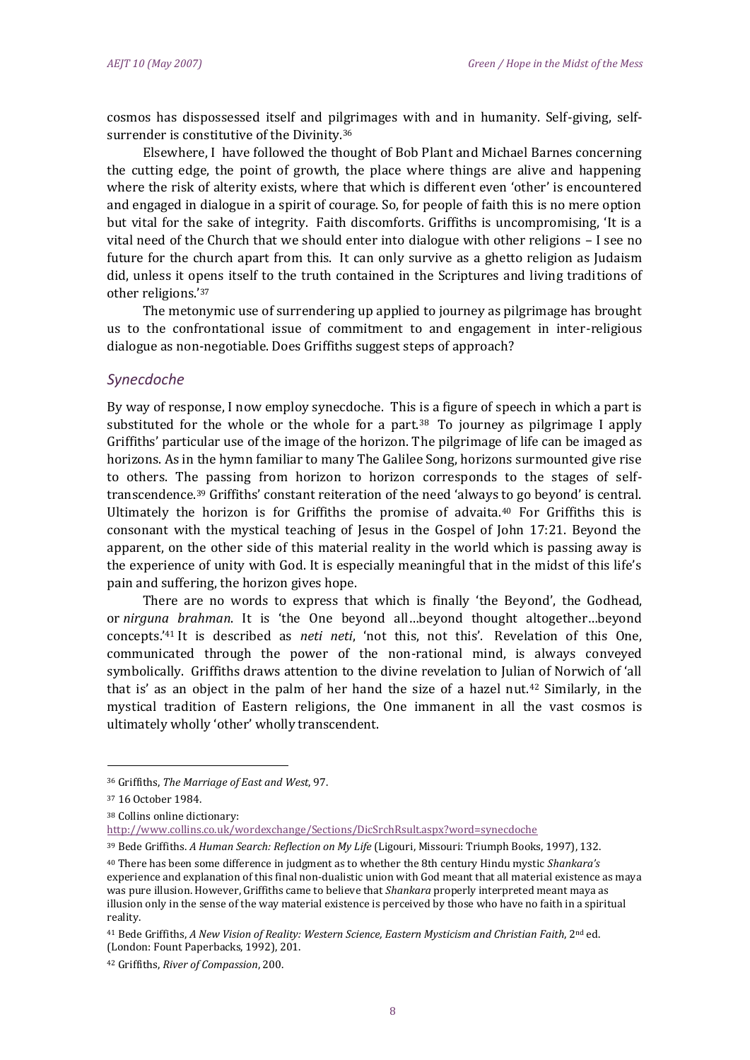cosmos has dispossessed itself and pilgrimages with and in humanity. Self-giving, self-surrender is constitutive of the Divinity.[36]

Elsewhere, I have followed the thought of Bob Plant and Michael Barnes concerning the cutting edge, the point of growth, the place where things are alive and happening where the risk of alterity exists, where that which is different even 'other' is encountered and engaged in dialogue in a spirit of courage. So, for people of faith this is no mere option but vital for the sake of integrity. Faith discomforts. Griffiths is uncompromising, 'It is a vital need of the Church that we should enter into dialogue with other religions – I see no future for the church apart from this. It can only survive as a ghetto religion as Judaism did, unless it opens itself to the truth contained in the Scriptures and living traditions of other religions.'[37]

The metonymic use of surrendering up applied to journey as pilgrimage has brought us to the confrontational issue of commitment to and engagement in inter-religious dialogue as non-negotiable. Does Griffiths suggest steps of approach?

## *Synecdoche*

By way of response, I now employ synecdoche. This is a figure of speech in which a part is substituted for the whole or the whole for a part.[38] To journey as pilgrimage I apply Griffiths' particular use of the image of the horizon. The pilgrimage of life can be imaged as horizons. As in the hymn familiar to many The Galilee Song, horizons surmounted give rise to others. The passing from horizon to horizon corresponds to the stages of self-transcendence.[39] Griffiths' constant reiteration of the need 'always to go beyond' is central. Ultimately the horizon is for Griffiths the promise of advaita.[40] For Griffiths this is consonant with the mystical teaching of Jesus in the Gospel of John 17:21. Beyond the apparent, on the other side of this material reality in the world which is passing away is the experience of unity with God. It is especially meaningful that in the midst of this life's pain and suffering, the horizon gives hope.

There are no words to express that which is finally 'the Beyond', the Godhead, or *nirguna brahman*. It is 'the One beyond all…beyond thought altogether…beyond concepts.'[41] It is described as *neti neti*, 'not this, not this'. Revelation of this One, communicated through the power of the non-rational mind, is always conveyed symbolically. Griffiths draws attention to the divine revelation to Julian of Norwich of 'all that is' as an object in the palm of her hand the size of a hazel nut.[42] Similarly, in the mystical tradition of Eastern religions, the One immanent in all the vast cosmos is ultimately wholly 'other' wholly transcendent.

---

[36] Griffiths, *The Marriage of East and West*, 97.

[37] 16 October 1984.

[38] Collins online dictionary: http://www.collins.co.uk/wordexchange/Sections/DicSrchRsult.aspx?word=synecdoche

[39] Bede Griffiths. *A Human Search: Reflection on My Life* (Ligouri, Missouri: Triumph Books, 1997), 132.

[40] There has been some difference in judgment as to whether the 8th century Hindu mystic *Shankara's* experience and explanation of this final non-dualistic union with God meant that all material existence as maya was pure illusion. However, Griffiths came to believe that *Shankara* properly interpreted meant maya as illusion only in the sense of the way material existence is perceived by those who have no faith in a spiritual reality.

[41] Bede Griffiths, *A New Vision of Reality: Western Science, Eastern Mysticism and Christian Faith*, 2nd ed. (London: Fount Paperbacks, 1992), 201.

[42] Griffiths, *River of Compassion*, 200.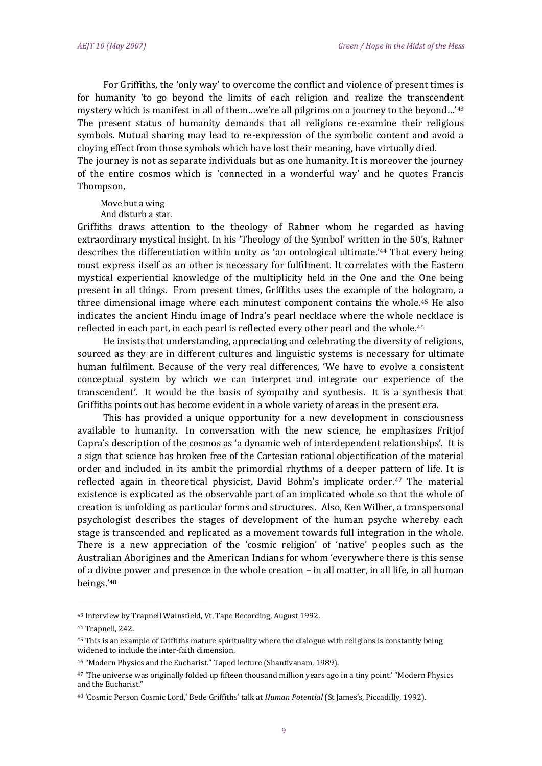For Griffiths, the 'only way' to overcome the conflict and violence of present times is for humanity 'to go beyond the limits of each religion and realize the transcendent mystery which is manifest in all of them…we're all pilgrims on a journey to the beyond…'[43] The present status of humanity demands that all religions re-examine their religious symbols. Mutual sharing may lead to re-expression of the symbolic content and avoid a cloying effect from those symbols which have lost their meaning, have virtually died.

The journey is not as separate individuals but as one humanity. It is moreover the journey of the entire cosmos which is 'connected in a wonderful way' and he quotes Francis Thompson,

> Move but a wing
> And disturb a star.

Griffiths draws attention to the theology of Rahner whom he regarded as having extraordinary mystical insight. In his 'Theology of the Symbol' written in the 50's, Rahner describes the differentiation within unity as 'an ontological ultimate.'[44] That every being must express itself as an other is necessary for fulfilment. It correlates with the Eastern mystical experiential knowledge of the multiplicity held in the One and the One being present in all things. From present times, Griffiths uses the example of the hologram, a three dimensional image where each minutest component contains the whole.[45] He also indicates the ancient Hindu image of Indra's pearl necklace where the whole necklace is reflected in each part, in each pearl is reflected every other pearl and the whole.[46]

He insists that understanding, appreciating and celebrating the diversity of religions, sourced as they are in different cultures and linguistic systems is necessary for ultimate human fulfilment. Because of the very real differences, 'We have to evolve a consistent conceptual system by which we can interpret and integrate our experience of the transcendent'. It would be the basis of sympathy and synthesis. It is a synthesis that Griffiths points out has become evident in a whole variety of areas in the present era.

This has provided a unique opportunity for a new development in consciousness available to humanity. In conversation with the new science, he emphasizes Fritjof Capra's description of the cosmos as 'a dynamic web of interdependent relationships'. It is a sign that science has broken free of the Cartesian rational objectification of the material order and included in its ambit the primordial rhythms of a deeper pattern of life. It is reflected again in theoretical physicist, David Bohm's implicate order.[47] The material existence is explicated as the observable part of an implicated whole so that the whole of creation is unfolding as particular forms and structures. Also, Ken Wilber, a transpersonal psychologist describes the stages of development of the human psyche whereby each stage is transcended and replicated as a movement towards full integration in the whole. There is a new appreciation of the 'cosmic religion' of 'native' peoples such as the Australian Aborigines and the American Indians for whom 'everywhere there is this sense of a divine power and presence in the whole creation – in all matter, in all life, in all human beings.'[48]

---

[43] Interview by Trapnell Wainsfield, Vt, Tape Recording, August 1992.

[44] Trapnell, 242.

[45] This is an example of Griffiths mature spirituality where the dialogue with religions is constantly being widened to include the inter-faith dimension.

[46] "Modern Physics and the Eucharist." Taped lecture (Shantivanam, 1989).

[47] 'The universe was originally folded up fifteen thousand million years ago in a tiny point.' "Modern Physics and the Eucharist."

[48] 'Cosmic Person Cosmic Lord,' Bede Griffiths' talk at *Human Potential* (St James's, Piccadilly, 1992).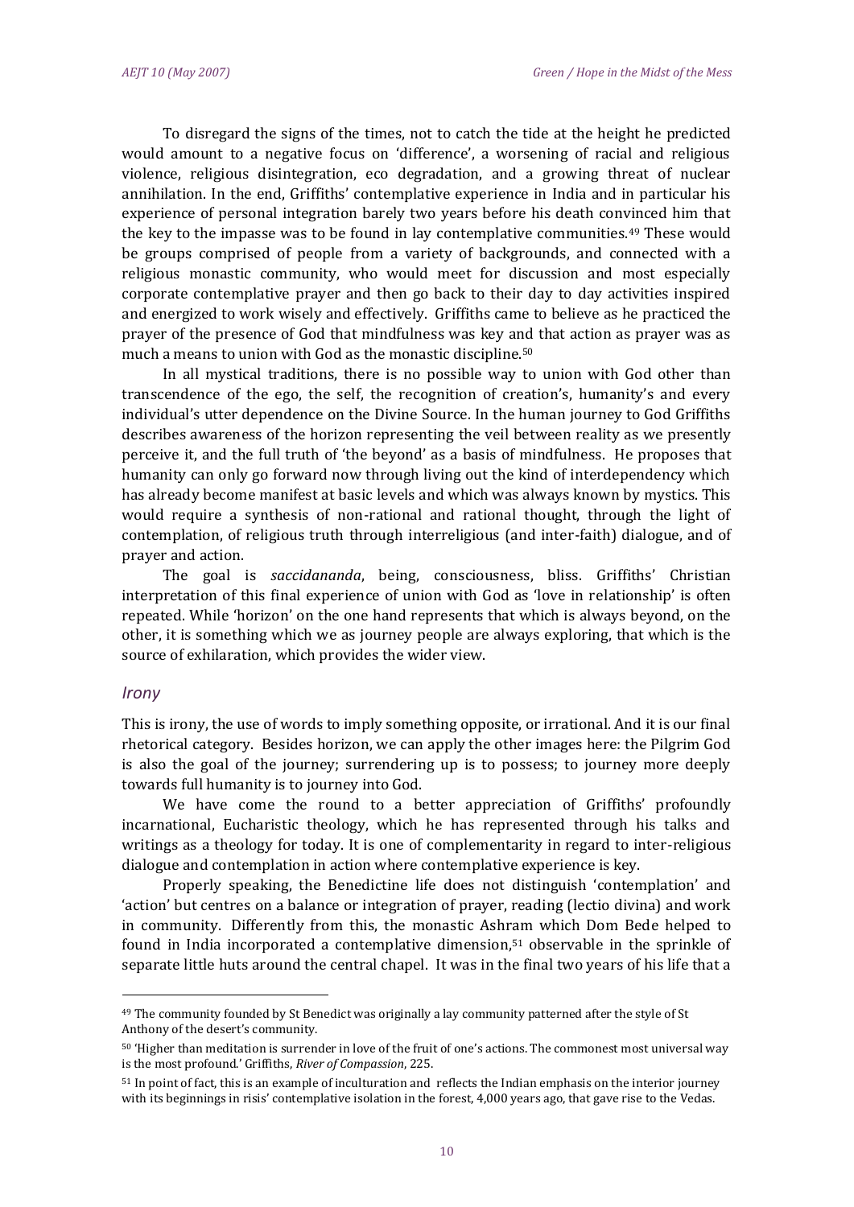To disregard the signs of the times, not to catch the tide at the height he predicted would amount to a negative focus on 'difference', a worsening of racial and religious violence, religious disintegration, eco degradation, and a growing threat of nuclear annihilation. In the end, Griffiths' contemplative experience in India and in particular his experience of personal integration barely two years before his death convinced him that the key to the impasse was to be found in lay contemplative communities.[49] These would be groups comprised of people from a variety of backgrounds, and connected with a religious monastic community, who would meet for discussion and most especially corporate contemplative prayer and then go back to their day to day activities inspired and energized to work wisely and effectively. Griffiths came to believe as he practiced the prayer of the presence of God that mindfulness was key and that action as prayer was as much a means to union with God as the monastic discipline.[50]

In all mystical traditions, there is no possible way to union with God other than transcendence of the ego, the self, the recognition of creation's, humanity's and every individual's utter dependence on the Divine Source. In the human journey to God Griffiths describes awareness of the horizon representing the veil between reality as we presently perceive it, and the full truth of 'the beyond' as a basis of mindfulness. He proposes that humanity can only go forward now through living out the kind of interdependency which has already become manifest at basic levels and which was always known by mystics. This would require a synthesis of non-rational and rational thought, through the light of contemplation, of religious truth through interreligious (and inter-faith) dialogue, and of prayer and action.

The goal is *saccidananda*, being, consciousness, bliss. Griffiths' Christian interpretation of this final experience of union with God as 'love in relationship' is often repeated. While 'horizon' on the one hand represents that which is always beyond, on the other, it is something which we as journey people are always exploring, that which is the source of exhilaration, which provides the wider view.

### *Irony*

This is irony, the use of words to imply something opposite, or irrational. And it is our final rhetorical category. Besides horizon, we can apply the other images here: the Pilgrim God is also the goal of the journey; surrendering up is to possess; to journey more deeply towards full humanity is to journey into God.

We have come the round to a better appreciation of Griffiths' profoundly incarnational, Eucharistic theology, which he has represented through his talks and writings as a theology for today. It is one of complementarity in regard to inter-religious dialogue and contemplation in action where contemplative experience is key.

Properly speaking, the Benedictine life does not distinguish 'contemplation' and 'action' but centres on a balance or integration of prayer, reading (lectio divina) and work in community. Differently from this, the monastic Ashram which Dom Bede helped to found in India incorporated a contemplative dimension,[51] observable in the sprinkle of separate little huts around the central chapel. It was in the final two years of his life that a

---

[49] The community founded by St Benedict was originally a lay community patterned after the style of St Anthony of the desert's community.

[50] 'Higher than meditation is surrender in love of the fruit of one's actions. The commonest most universal way is the most profound.' Griffiths, *River of Compassion*, 225.

[51] In point of fact, this is an example of inculturation and reflects the Indian emphasis on the interior journey with its beginnings in risis' contemplative isolation in the forest, 4,000 years ago, that gave rise to the Vedas.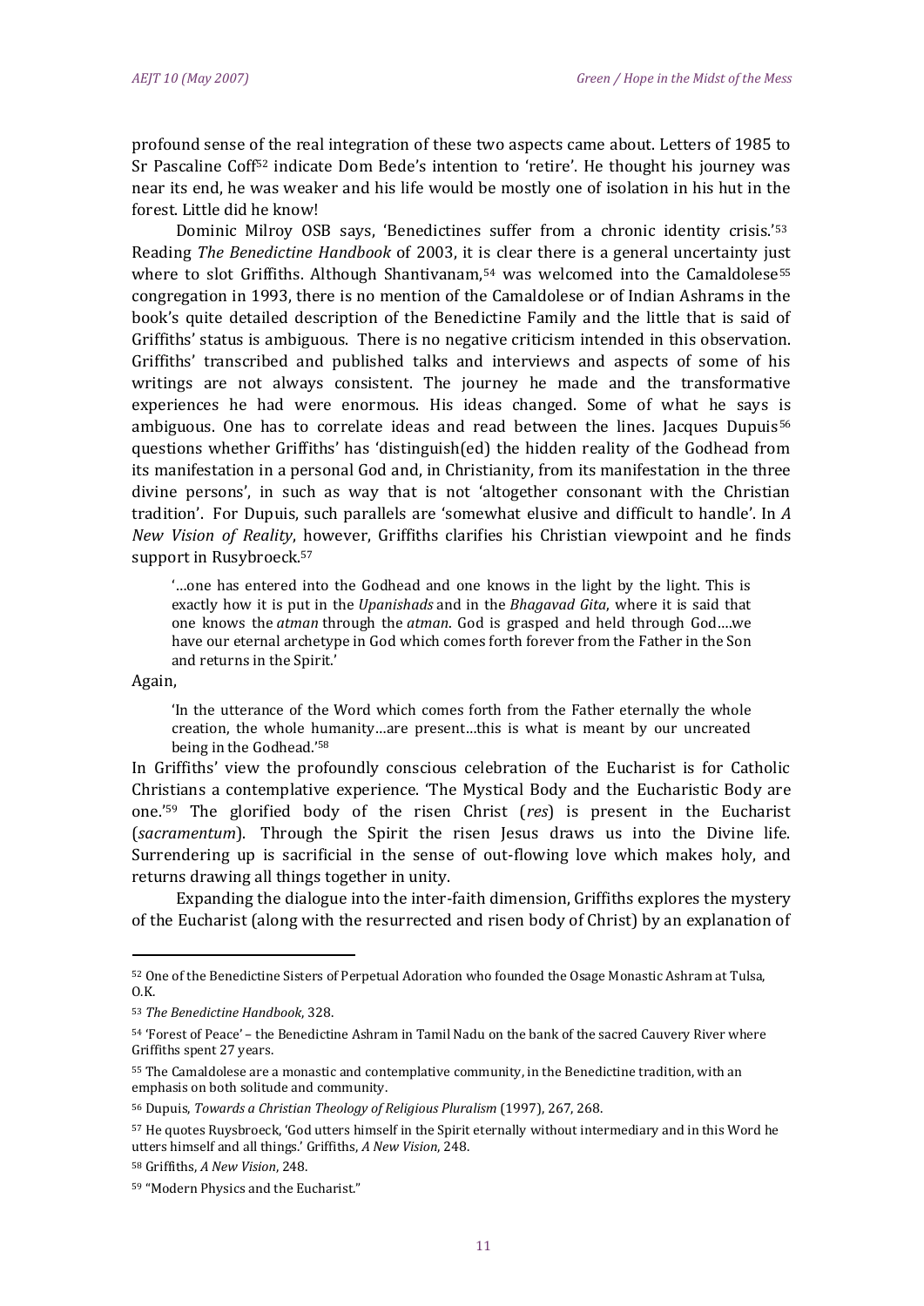profound sense of the real integration of these two aspects came about. Letters of 1985 to Sr Pascaline Coff[52] indicate Dom Bede's intention to 'retire'. He thought his journey was near its end, he was weaker and his life would be mostly one of isolation in his hut in the forest. Little did he know!

Dominic Milroy OSB says, 'Benedictines suffer from a chronic identity crisis.'[53] Reading *The Benedictine Handbook* of 2003, it is clear there is a general uncertainty just where to slot Griffiths. Although Shantivanam,[54] was welcomed into the Camaldolese[55] congregation in 1993, there is no mention of the Camaldolese or of Indian Ashrams in the book's quite detailed description of the Benedictine Family and the little that is said of Griffiths' status is ambiguous. There is no negative criticism intended in this observation. Griffiths' transcribed and published talks and interviews and aspects of some of his writings are not always consistent. The journey he made and the transformative experiences he had were enormous. His ideas changed. Some of what he says is ambiguous. One has to correlate ideas and read between the lines. Jacques Dupuis[56] questions whether Griffiths' has 'distinguish(ed) the hidden reality of the Godhead from its manifestation in a personal God and, in Christianity, from its manifestation in the three divine persons', in such as way that is not 'altogether consonant with the Christian tradition'. For Dupuis, such parallels are 'somewhat elusive and difficult to handle'. In *A New Vision of Reality*, however, Griffiths clarifies his Christian viewpoint and he finds support in Rusybroeck.[57]

> '…one has entered into the Godhead and one knows in the light by the light. This is exactly how it is put in the *Upanishads* and in the *Bhagavad Gita*, where it is said that one knows the *atman* through the *atman*. God is grasped and held through God….we have our eternal archetype in God which comes forth forever from the Father in the Son and returns in the Spirit.'

Again,

> 'In the utterance of the Word which comes forth from the Father eternally the whole creation, the whole humanity…are present…this is what is meant by our uncreated being in the Godhead.'[58]

In Griffiths' view the profoundly conscious celebration of the Eucharist is for Catholic Christians a contemplative experience. 'The Mystical Body and the Eucharistic Body are one.'[59] The glorified body of the risen Christ (*res*) is present in the Eucharist (*sacramentum*). Through the Spirit the risen Jesus draws us into the Divine life. Surrendering up is sacrificial in the sense of out-flowing love which makes holy, and returns drawing all things together in unity.

Expanding the dialogue into the inter-faith dimension, Griffiths explores the mystery of the Eucharist (along with the resurrected and risen body of Christ) by an explanation of

---

[52] One of the Benedictine Sisters of Perpetual Adoration who founded the Osage Monastic Ashram at Tulsa, O.K.

[53] *The Benedictine Handbook*, 328.

[54] 'Forest of Peace' – the Benedictine Ashram in Tamil Nadu on the bank of the sacred Cauvery River where Griffiths spent 27 years.

[55] The Camaldolese are a monastic and contemplative community, in the Benedictine tradition, with an emphasis on both solitude and community.

[56] Dupuis, *Towards a Christian Theology of Religious Pluralism* (1997), 267, 268.

[57] He quotes Ruysbroeck, 'God utters himself in the Spirit eternally without intermediary and in this Word he utters himself and all things.' Griffiths, *A New Vision*, 248.

[58] Griffiths, *A New Vision*, 248.

[59] "Modern Physics and the Eucharist."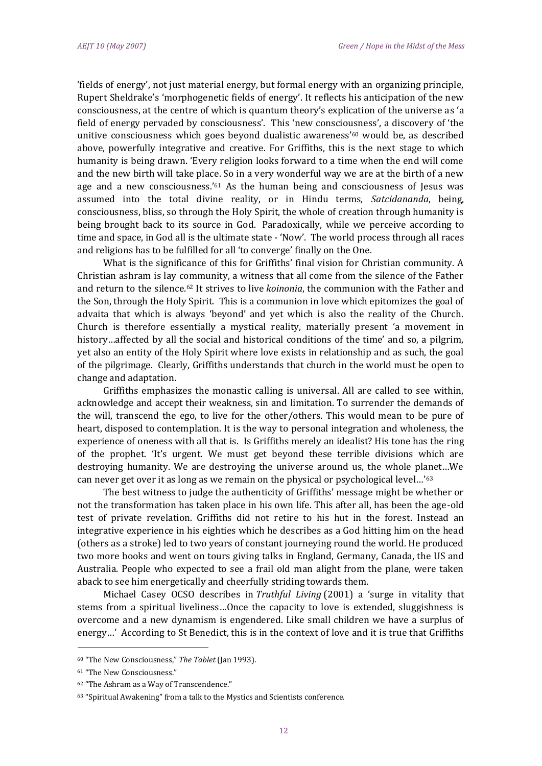'fields of energy', not just material energy, but formal energy with an organizing principle, Rupert Sheldrake's 'morphogenetic fields of energy'. It reflects his anticipation of the new consciousness, at the centre of which is quantum theory's explication of the universe as 'a field of energy pervaded by consciousness'. This 'new consciousness', a discovery of 'the unitive consciousness which goes beyond dualistic awareness'[60] would be, as described above, powerfully integrative and creative. For Griffiths, this is the next stage to which humanity is being drawn. 'Every religion looks forward to a time when the end will come and the new birth will take place. So in a very wonderful way we are at the birth of a new age and a new consciousness.'[61] As the human being and consciousness of Jesus was assumed into the total divine reality, or in Hindu terms, *Satcidananda*, being, consciousness, bliss, so through the Holy Spirit, the whole of creation through humanity is being brought back to its source in God. Paradoxically, while we perceive according to time and space, in God all is the ultimate state - 'Now'. The world process through all races and religions has to be fulfilled for all 'to converge' finally on the One.

What is the significance of this for Griffiths' final vision for Christian community. A Christian ashram is lay community, a witness that all come from the silence of the Father and return to the silence.[62] It strives to live *koinonia*, the communion with the Father and the Son, through the Holy Spirit. This is a communion in love which epitomizes the goal of advaita that which is always 'beyond' and yet which is also the reality of the Church. Church is therefore essentially a mystical reality, materially present 'a movement in history…affected by all the social and historical conditions of the time' and so, a pilgrim, yet also an entity of the Holy Spirit where love exists in relationship and as such, the goal of the pilgrimage. Clearly, Griffiths understands that church in the world must be open to change and adaptation.

Griffiths emphasizes the monastic calling is universal. All are called to see within, acknowledge and accept their weakness, sin and limitation. To surrender the demands of the will, transcend the ego, to live for the other/others. This would mean to be pure of heart, disposed to contemplation. It is the way to personal integration and wholeness, the experience of oneness with all that is. Is Griffiths merely an idealist? His tone has the ring of the prophet. 'It's urgent. We must get beyond these terrible divisions which are destroying humanity. We are destroying the universe around us, the whole planet…We can never get over it as long as we remain on the physical or psychological level…'[63]

The best witness to judge the authenticity of Griffiths' message might be whether or not the transformation has taken place in his own life. This after all, has been the age-old test of private revelation. Griffiths did not retire to his hut in the forest. Instead an integrative experience in his eighties which he describes as a God hitting him on the head (others as a stroke) led to two years of constant journeying round the world. He produced two more books and went on tours giving talks in England, Germany, Canada, the US and Australia. People who expected to see a frail old man alight from the plane, were taken aback to see him energetically and cheerfully striding towards them.

Michael Casey OCSO describes in *Truthful Living* (2001) a 'surge in vitality that stems from a spiritual liveliness…Once the capacity to love is extended, sluggishness is overcome and a new dynamism is engendered. Like small children we have a surplus of energy…' According to St Benedict, this is in the context of love and it is true that Griffiths

---

[60] "The New Consciousness," *The Tablet* (Jan 1993).

[61] "The New Consciousness."

[62] "The Ashram as a Way of Transcendence."

[63] "Spiritual Awakening" from a talk to the Mystics and Scientists conference.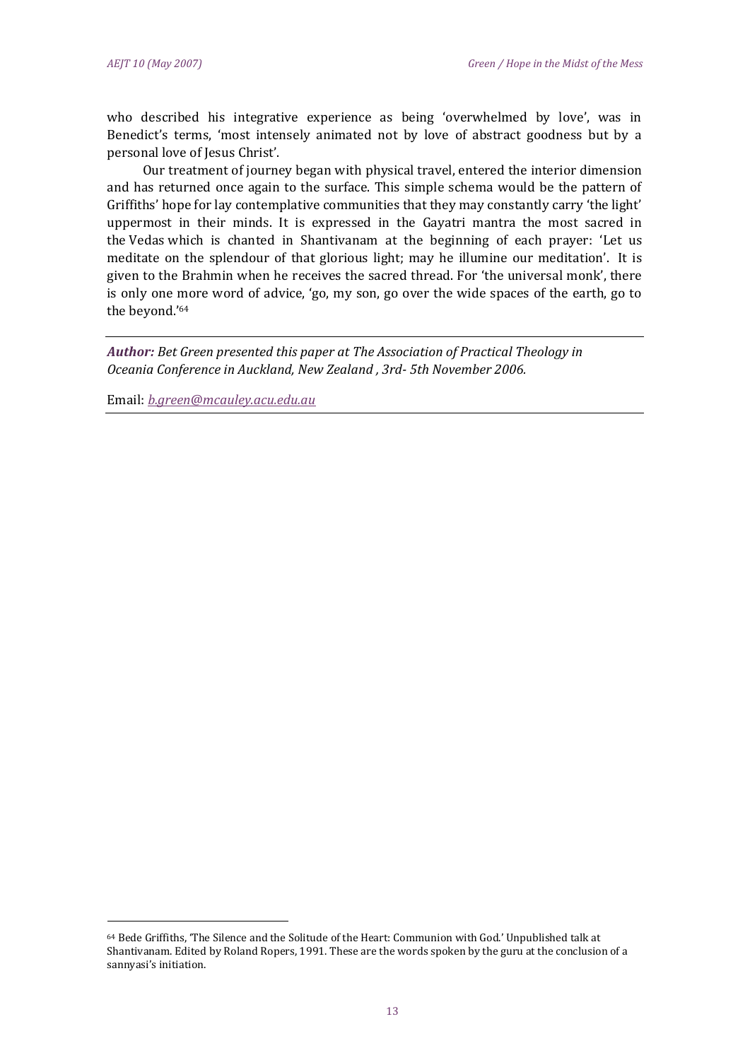who described his integrative experience as being 'overwhelmed by love', was in Benedict's terms, 'most intensely animated not by love of abstract goodness but by a personal love of Jesus Christ'.

Our treatment of journey began with physical travel, entered the interior dimension and has returned once again to the surface. This simple schema would be the pattern of Griffiths' hope for lay contemplative communities that they may constantly carry 'the light' uppermost in their minds. It is expressed in the Gayatri mantra the most sacred in the Vedas which is chanted in Shantivanam at the beginning of each prayer: 'Let us meditate on the splendour of that glorious light; may he illumine our meditation'. It is given to the Brahmin when he receives the sacred thread. For 'the universal monk', there is only one more word of advice, 'go, my son, go over the wide spaces of the earth, go to the beyond.'[64]

---

***Author:*** *Bet Green presented this paper at The Association of Practical Theology in Oceania Conference in Auckland, New Zealand , 3rd- 5th November 2006.*

Email: *b.green@mcauley.acu.edu.au*

---

[64] Bede Griffiths, 'The Silence and the Solitude of the Heart: Communion with God.' Unpublished talk at Shantivanam. Edited by Roland Ropers, 1991. These are the words spoken by the guru at the conclusion of a sannyasi's initiation.